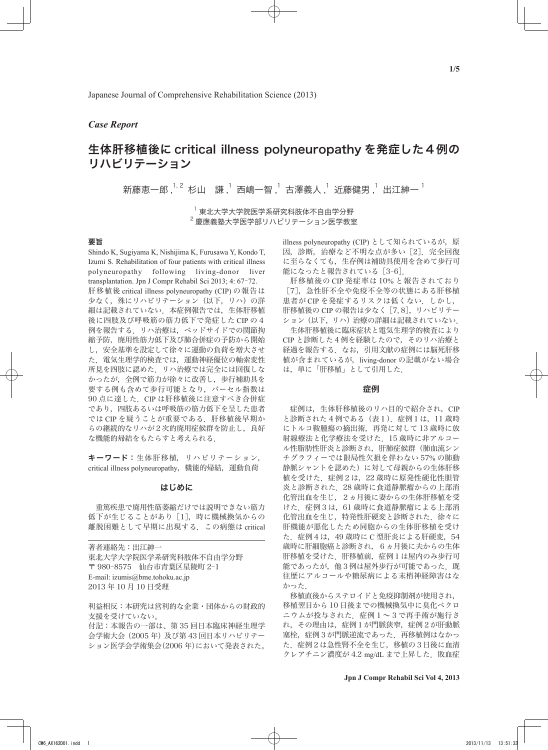*Case Report*

# 生体肝移植後に critical illness polyneuropathy を発症した4例のリハビリテーション

新藤恵一郎,[1,2] 杉山　謙,[1] 西嶋一智,[1] 古澤義人,[1] 近藤健男,[1] 出江紳一[1]

[1] 東北大学大学院医学系研究科肢体不自由学分野
[2] 慶應義塾大学医学部リハビリテーション医学教室

## 要旨

Shindo K, Sugiyama K, Nishijima K, Furusawa Y, Kondo T, Izumi S. Rehabilitation of four patients with critical illness polyneuropathy following living-donor liver transplantation. Jpn J Compr Rehabil Sci 2013; 4: 67-72.

肝移植後 critical illness polyneuropathy (CIP) の報告は少なく，殊にリハビリテーション（以下，リハ）の詳細は記載されていない．本症例報告では，生体肝移植後に四肢及び呼吸筋の筋力低下で発症した CIP の4例を報告する．リハ治療は，ベッドサイドでの関節拘縮予防，廃用性筋力低下及び肺合併症の予防から開始し，安全基準を設定して徐々に運動の負荷を増大させた．電気生理学的検査では，運動神経優位の軸索変性所見を四肢に認めた．リハ治療では完全には回復しなかったが，全例で筋力が徐々に改善し，歩行補助具を要する例も含めて歩行可能となり，バーセル指数は90点に達した．CIP は肝移植後に注意すべき合併症であり，四肢あるいは呼吸筋の筋力低下を呈した患者では CIP を疑うことが重要である．肝移植後早期からの継続的なリハが2次的廃用症候群を防止し，良好な機能的帰結をもたらすと考えられる．

**キーワード：** 生体肝移植，リハビリテーション，critical illness polyneuropathy，機能的帰結，運動負荷

## はじめに

重篤疾患で廃用性筋萎縮だけでは説明できない筋力低下が生じることがあり［1］，時に機械換気からの離脱困難として早期に出現する．この病態は critical illness polyneuropathy (CIP) として知られているが，原因，診断，治療など不明な点が多い［2］．完全回復に至らなくても，生存例は補助具使用を含めて歩行可能になったと報告されている［3-6］．

肝移植後の CIP 発症率は 10% と報告されており［7］，急性肝不全や免疫不全等の状態にある肝移植患者が CIP を発症するリスクは低くない．しかし，肝移植後の CIP の報告は少なく［7, 8］，リハビリテーション（以下，リハ）治療の詳細は記載されていない．

生体肝移植後に臨床症状と電気生理学的検査により CIP と診断した4例を経験したので，そのリハ治療と経過を報告する．なお，引用文献の症例には脳死肝移植が含まれているが，living-donor の記載がない場合は，単に「肝移植」として引用した．

## 症例

症例は，生体肝移植後のリハ目的で紹介され，CIP と診断された4例である（表1）．症例1は，11歳時にトルコ鞍腫瘍の摘出術，再発に対して13歳時に放射線療法と化学療法を受けた．15歳時に非アルコール性脂肪性肝炎と診断され，肝肺症候群（肺血流シンチグラフィーでは限局性欠損を伴わない 57% の肺動静脈シャントを認めた）に対して母親からの生体肝移植を受けた．症例2は，22歳時に原発性硬化性胆管炎と診断された．28歳時に食道静脈瘤からの上部消化管出血を生じ，2ヵ月後に妻からの生体肝移植を受けた．症例3は，61歳時に食道静脈瘤による上部消化管出血を生じ，特発性肝硬変と診断された．徐々に肝機能が悪化したため同胞からの生体肝移植を受けた．症例4は，49歳時に C 型肝炎による肝硬変，54歳時に肝細胞癌と診断され，6ヵ月後に夫からの生体肝移植を受けた．肝移植前，症例1は屋内のみ歩行可能であったが，他3例は屋外歩行が可能であった．既往歴にアルコールや糖尿病による末梢神経障害はなかった．

移植直後からステロイドと免疫抑制剤が使用され，移植翌日から10日後までの機械換気中に臭化ベクロニウムが投与された．症例1～3で再手術が施行され，その理由は，症例1が門脈狭窄，症例2が肝動脈塞栓，症例3が門脈逆流であった．再移植例はなかった．症例2は急性腎不全を生じ，移植の3日後に血清クレアチニン濃度が 4.2 mg/dL まで上昇した．敗血症

---

著者連絡先：出江紳一
東北大学大学院医学系研究科肢体不自由学分野
〒 980-8575　仙台市青葉区星陵町 2-1
E-mail: izumis@bme.tohoku.ac.jp
2013年10月10日受理

利益相反：本研究は営利的な企業・団体からの財政的支援を受けていない。

付記：本報告の一部は、第35回日本臨床神経生理学会学術大会（2005年）及び第43回日本リハビリテーション医学会学術集会(2006年)において発表された。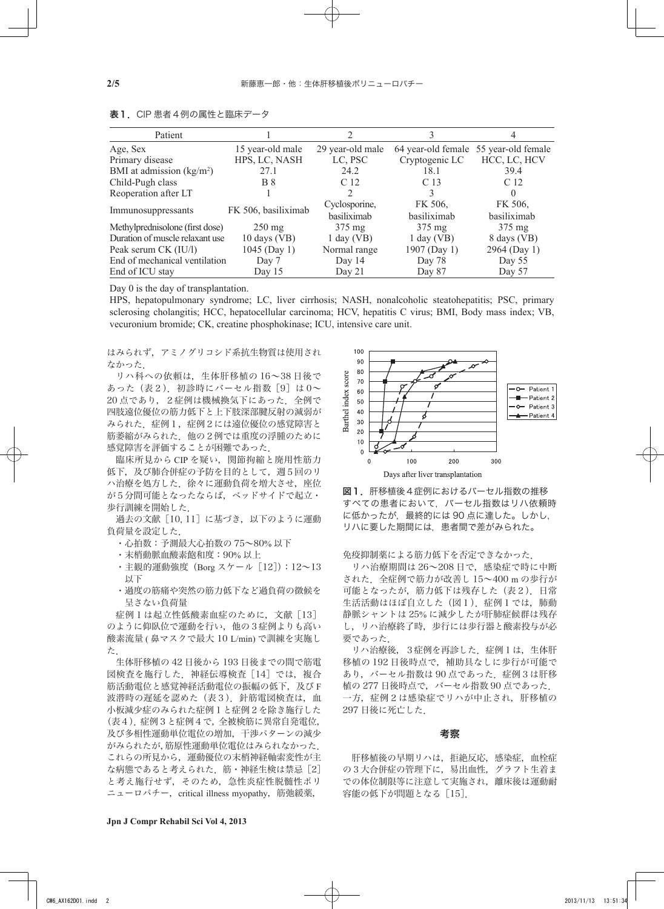**表1．** CIP 患者４例の属性と臨床データ

| Patient | 1 | 2 | 3 | 4 |
|---|---|---|---|---|
| Age, Sex | 15 year-old male | 29 year-old male | 64 year-old female | 55 year-old female |
| Primary disease | HPS, LC, NASH | LC, PSC | Cryptogenic LC | HCC, LC, HCV |
| BMI at admission (kg/m$^2$) | 27.1 | 24.2 | 18.1 | 39.4 |
| Child-Pugh class | B 8 | C 12 | C 13 | C 12 |
| Reoperation after LT | 1 | 2 | 3 | 0 |
| Immunosuppressants | FK 506, basiliximab | Cyclosporine, basiliximab | FK 506, basiliximab | FK 506, basiliximab |
| Methylprednisolone (first dose) | 250 mg | 375 mg | 375 mg | 375 mg |
| Duration of muscle relaxant use | 10 days (VB) | 1 day (VB) | 1 day (VB) | 8 days (VB) |
| Peak serum CK (IU/l) | 1045 (Day 1) | Normal range | 1907 (Day 1) | 2964 (Day 1) |
| End of mechanical ventilation | Day 7 | Day 14 | Day 78 | Day 55 |
| End of ICU stay | Day 15 | Day 21 | Day 87 | Day 57 |

Day 0 is the day of transplantation.

HPS, hepatopulmonary syndrome; LC, liver cirrhosis; NASH, nonalcoholic steatohepatitis; PSC, primary sclerosing cholangitis; HCC, hepatocellular carcinoma; HCV, hepatitis C virus; BMI, Body mass index; VB, vecuronium bromide; CK, creatine phosphokinase; ICU, intensive care unit.

はみられず，アミノグリコシド系抗生物質は使用されなかった．

リハ科への依頼は，生体肝移植の 16〜38 日後であった（表２）．初診時にバーセル指数［9］は 0〜20 点であり，２症例は機械換気下にあった．全例で四肢遠位優位の筋力低下と上下肢深部腱反射の減弱がみられた．症例１，症例２には遠位優位の感覚障害と筋萎縮がみられた．他の２例では重度の浮腫のために感覚障害を評価することが困難であった．

臨床所見から CIP を疑い，関節拘縮と廃用性筋力低下，及び肺合併症の予防を目的として，週５回のリハ治療を処方した．徐々に運動負荷を増大させ，座位が５分間可能となったならば，ベッドサイドで起立・歩行訓練を開始した．

過去の文献［10, 11］に基づき，以下のように運動負荷量を設定した．

- 心拍数：予測最大心拍数の 75〜80% 以下
- 末梢動脈血酸素飽和度：90% 以上
- 主観的運動強度（Borg スケール［12]）：12〜13 以下
- 過度の筋痛や突然の筋力低下など過負荷の徴候を呈さない負荷量

症例１は起立性低酸素血症のために，文献［13］のように仰臥位で運動を行い，他の３症例よりも高い酸素流量 ( 鼻マスクで最大 10 L/min) で訓練を実施した．

生体肝移植の 42 日後から 193 日後までの間で筋電図検査を施行した．神経伝導検査［14］では，複合筋活動電位と感覚神経活動電位の振幅の低下，及び F 波潜時の遅延を認めた（表３）．針筋電図検査は，血小板減少症のみられた症例１と症例２を除き施行した（表４）．症例３と症例４で，全被検筋に異常自発電位，及び多相性運動単位電位の増加，干渉パターンの減少がみられたが，筋原性運動単位電位はみられなかった．これらの所見から，運動優位の末梢神経軸索変性が主な病態であると考えられた．筋・神経生検は禁忌［2］と考え施行せず，そのため，急性炎症性脱髄性ポリニューロパチー，critical illness myopathy，筋弛緩薬，免疫抑制薬による筋力低下を否定できなかった．

リハ治療期間は 26〜208 日で，感染症で時に中断された．全症例で筋力が改善し 15〜400 m の歩行が可能となったが，筋力低下は残存した（表２）．日常生活活動はほぼ自立した（図１）．症例１では，肺動静脈シャントは 25% に減少したが肝肺症候群は残存し，リハ治療終了時，歩行には歩行器と酸素投与が必要であった．

リハ治療後，３症例を再診した．症例１は，生体肝移植の 192 日後時点で，補助具なしに歩行が可能であり，バーセル指数は 90 点であった．症例３は肝移植の 277 日後時点で，バーセル指数 90 点であった．一方，症例２は感染症でリハが中止され，肝移植の 297 日後に死亡した．

**図１．** 肝移植後４症例におけるバーセル指数の推移
すべての患者において，バーセル指数はリハ依頼時に低かったが，最終的には 90 点に達した。しかし，リハに要した期間には，患者間で差がみられた。

## 考察

肝移植後の早期リハは，拒絶反応，感染症，血栓症の３大合併症の管理下に，易出血性，グラフト生着までの体位制限等に注意して実施され，離床後は運動耐容能の低下が問題となる［15］．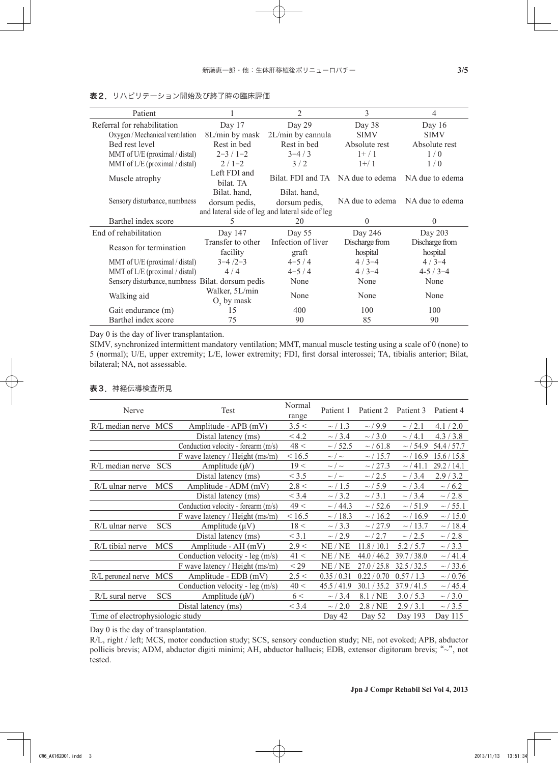**表２．** リハビリテーション開始及び終了時の臨床評価

| Patient | 1 | 2 | 3 | 4 |
|---|---|---|---|---|
| Referral for rehabilitation | Day 17 | Day 29 | Day 38 | Day 16 |
| Oxygen / Mechanical ventilation | 8L/min by mask | 2L/min by cannula | SIMV | SIMV |
| Bed rest level | Rest in bed | Rest in bed | Absolute rest | Absolute rest |
| MMT of U/E (proximal / distal) | 2−3 / 1−2 | 3−4 / 3 | 1+ / 1 | 1 / 0 |
| MMT of L/E (proximal / distal) | 2 / 1−2 | 3 / 2 | 1+/ 1 | 1 / 0 |
| Muscle atrophy | Left FDI and bilat. TA | Bilat. FDI and TA | NA due to edema | NA due to edema |
| Sensory disturbance, numbness | Bilat. hand, dorsum pedis, and lateral side of leg | Bilat. hand, dorsum pedis, and lateral side of leg | NA due to edema | NA due to edema |
| Barthel index score | 5 | 20 | 0 | 0 |
| End of rehabilitation | Day 147 | Day 55 | Day 246 | Day 203 |
| Reason for termination | Transfer to other facility | Infection of liver graft | Discharge from hospital | Discharge from hospital |
| MMT of U/E (proximal / distal) | 3−4 /2−3 | 4−5 / 4 | 4 / 3−4 | 4 / 3−4 |
| MMT of L/E (proximal / distal) | 4 / 4 | 4−5 / 4 | 4 / 3−4 | 4-5 / 3−4 |
| Sensory disturbance, numbness | Bilat. dorsum pedis | None | None | None |
| Walking aid | Walker, 5L/min $O_2$ by mask | None | None | None |
| Gait endurance (m) | 15 | 400 | 100 | 100 |
| Barthel index score | 75 | 90 | 85 | 90 |

Day 0 is the day of liver transplantation.

SIMV, synchronized intermittent mandatory ventilation; MMT, manual muscle testing using a scale of 0 (none) to 5 (normal); U/E, upper extremity; L/E, lower extremity; FDI, first dorsal interossei; TA, tibialis anterior; Bilat, bilateral; NA, not assessable.

**表３．** 神経伝導検査所見

| Nerve | | Test | Normal range | Patient 1 | Patient 2 | Patient 3 | Patient 4 |
|---|---|---|---|---|---|---|---|
| R/L median nerve | MCS | Amplitude - APB (mV) | 3.5 < | ~ / 1.3 | ~ / 9.9 | ~ / 2.1 | 4.1 / 2.0 |
| | | Distal latency (ms) | < 4.2 | ~ / 3.4 | ~ / 3.0 | ~ / 4.1 | 4.3 / 3.8 |
| | | Conduction velocity - forearm (m/s) | 48 < | ~ / 52.5 | ~ / 61.8 | ~ / 54.9 | 54.4 / 57.7 |
| | | F wave latency / Height (ms/m) | < 16.5 | ~ / ~ | ~ / 15.7 | ~ / 16.9 | 15.6 / 15.8 |
| R/L median nerve | SCS | Amplitude (μV) | 19 < | ~ / ~ | ~ / 27.3 | ~ / 41.1 | 29.2 / 14.1 |
| | | Distal latency (ms) | < 3.5 | ~ / ~ | ~ / 2.5 | ~ / 3.4 | 2.9 / 3.2 |
| R/L ulnar nerve | MCS | Amplitude - ADM (mV) | 2.8 < | ~ / 1.5 | ~ / 5.9 | ~ / 3.4 | ~ / 6.2 |
| | | Distal latency (ms) | < 3.4 | ~ / 3.2 | ~ / 3.1 | ~ / 3.4 | ~ / 2.8 |
| | | Conduction velocity - forearm (m/s) | 49 < | ~ / 44.3 | ~ / 52.6 | ~ / 51.9 | ~ / 55.1 |
| | | F wave latency / Height (ms/m) | < 16.5 | ~ / 18.3 | ~ / 16.2 | ~ / 16.9 | ~ / 15.0 |
| R/L ulnar nerve | SCS | Amplitude (μV) | 18 < | ~ / 3.3 | ~ / 27.9 | ~ / 13.7 | ~ / 18.4 |
| | | Distal latency (ms) | < 3.1 | ~ / 2.9 | ~ / 2.7 | ~ / 2.5 | ~ / 2.8 |
| R/L tibial nerve | MCS | Amplitude - AH (mV) | 2.9 < | NE / NE | 11.8 / 10.1 | 5.2 / 5.7 | ~ / 3.3 |
| | | Conduction velocity - leg (m/s) | 41 < | NE / NE | 44.0 / 46.2 | 39.7 / 38.0 | ~ / 41.4 |
| | | F wave latency / Height (ms/m) | < 29 | NE / NE | 27.0 / 25.8 | 32.5 / 32.5 | ~ / 33.6 |
| R/L peroneal nerve | MCS | Amplitude - EDB (mV) | 2.5 < | 0.35 / 0.31 | 0.22 / 0.70 | 0.57 / 1.3 | ~ / 0.76 |
| | | Conduction velocity - leg (m/s) | 40 < | 45.5 / 41.9 | 30.1 / 35.2 | 37.9 / 41.5 | ~ / 45.4 |
| R/L sural nerve | SCS | Amplitude (μV) | 6 < | ~ / 3.4 | 8.1 / NE | 3.0 / 5.3 | ~ / 3.0 |
| | | Distal latency (ms) | < 3.4 | ~ / 2.0 | 2.8 / NE | 2.9 / 3.1 | ~ / 3.5 |
| Time of electrophysiologic study | | | | Day 42 | Day 52 | Day 193 | Day 115 |

Day 0 is the day of transplantation.

R/L, right / left; MCS, motor conduction study; SCS, sensory conduction study; NE, not evoked; APB, abductor pollicis brevis; ADM, abductor digiti minimi; AH, abductor hallucis; EDB, extensor digitorum brevis; "~", not tested.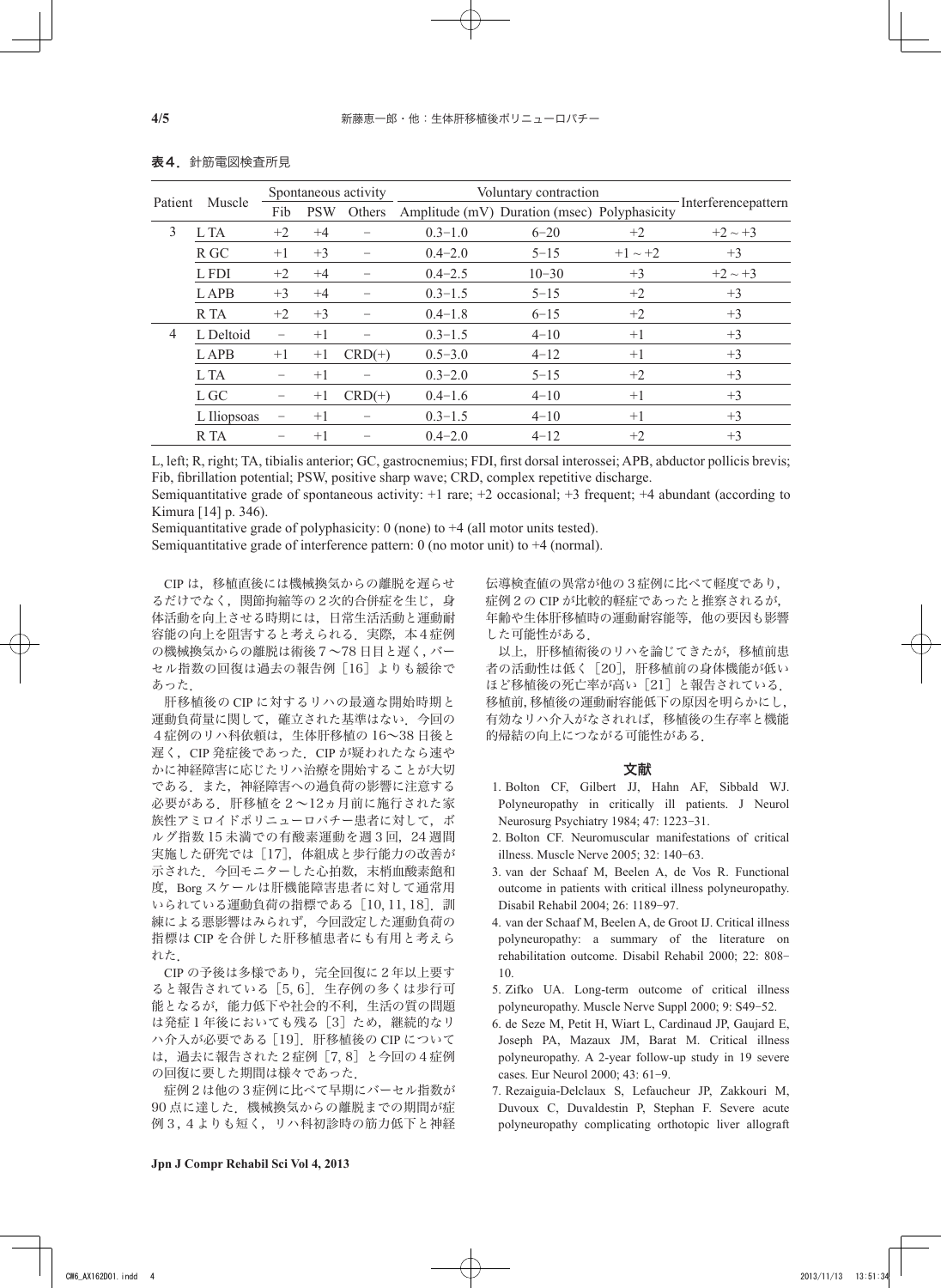**表４．** 針筋電図検査所見

| Patient | Muscle | Spontaneous activity | | | Voluntary contraction | | | Interferencepattern |
|---|---|---|---|---|---|---|---|---|
| | | Fib | PSW | Others | Amplitude (mV) | Duration (msec) | Polyphasicity | |
| 3 | L TA | +2 | +4 | − | 0.3−1.0 | 6−20 | +2 | +2 ~ +3 |
| | R GC | +1 | +3 | − | 0.4−2.0 | 5−15 | +1 ~ +2 | +3 |
| | L FDI | +2 | +4 | − | 0.4−2.5 | 10−30 | +3 | +2 ~ +3 |
| | L APB | +3 | +4 | − | 0.3−1.5 | 5−15 | +2 | +3 |
| | R TA | +2 | +3 | − | 0.4−1.8 | 6−15 | +2 | +3 |
| 4 | L Deltoid | − | +1 | − | 0.3−1.5 | 4−10 | +1 | +3 |
| | L APB | +1 | +1 | CRD(+) | 0.5−3.0 | 4−12 | +1 | +3 |
| | L TA | − | +1 | − | 0.3−2.0 | 5−15 | +2 | +3 |
| | L GC | − | +1 | CRD(+) | 0.4−1.6 | 4−10 | +1 | +3 |
| | L Iliopsoas | − | +1 | − | 0.3−1.5 | 4−10 | +1 | +3 |
| | R TA | − | +1 | − | 0.4−2.0 | 4−12 | +2 | +3 |

L, left; R, right; TA, tibialis anterior; GC, gastrocnemius; FDI, first dorsal interossei; APB, abductor pollicis brevis; Fib, fibrillation potential; PSW, positive sharp wave; CRD, complex repetitive discharge.
Semiquantitative grade of spontaneous activity: +1 rare; +2 occasional; +3 frequent; +4 abundant (according to Kimura [14] p. 346).
Semiquantitative grade of polyphasicity: 0 (none) to +4 (all motor units tested).
Semiquantitative grade of interference pattern: 0 (no motor unit) to +4 (normal).

CIP は，移植直後には機械換気からの離脱を遅らせるだけでなく，関節拘縮等の２次的合併症を生じ，身体活動を向上させる時期には，日常生活活動と運動耐容能の向上を阻害すると考えられる．実際，本４症例の機械換気からの離脱は術後７〜78 日目と遅く，バーセル指数の回復は過去の報告例［16］よりも緩徐であった．

肝移植後の CIP に対するリハの最適な開始時期と運動負荷量に関して，確立された基準はない．今回の４症例のリハ科依頼は，生体肝移植の 16〜38 日後と遅く，CIP 発症後であった．CIP が疑われたなら速やかに神経障害に応じたリハ治療を開始することが大切である．また，神経障害への過負荷の影響に注意する必要がある．肝移植を２〜12ヵ月前に施行された家族性アミロイドポリニューロパチー患者に対して，ボルグ指数 15 未満での有酸素運動を週３回，24 週間実施した研究では［17］，体組成と歩行能力の改善が示された．今回モニターした心拍数，末梢血酸素飽和度，Borg スケールは肝機能障害患者に対して通常用いられている運動負荷の指標である［10, 11, 18］．訓練による悪影響はみられず，今回設定した運動負荷の指標は CIP を合併した肝移植患者にも有用と考えられた．

CIP の予後は多様であり，完全回復に２年以上要すると報告されている［5, 6］．生存例の多くは歩行可能となるが，能力低下や社会的不利，生活の質の問題は発症１年後においても残る［3］ため，継続的なリハ介入が必要である［19］．肝移植後の CIP については，過去に報告された２症例［7, 8］と今回の４症例の回復に要した期間は様々であった．

症例２は他の３症例に比べて早期にバーセル指数が 90 点に達した．機械換気からの離脱までの期間が症例３，４よりも短く，リハ科初診時の筋力低下と神経伝導検査値の異常が他の３症例に比べて軽度であり，症例２の CIP が比較的軽症であったと推察されるが，年齢や生体肝移植時の運動耐容能等，他の要因も影響した可能性がある．

以上，肝移植術後のリハを論じてきたが，移植前患者の活動性は低く［20］，肝移植前の身体機能が低いほど移植後の死亡率が高い［21］と報告されている．移植前，移植後の運動耐容能低下の原因を明らかにし，有効なリハ介入がなされれば，移植後の生存率と機能的帰結の向上につながる可能性がある．

## 文献

1. Bolton CF, Gilbert JJ, Hahn AF, Sibbald WJ. Polyneuropathy in critically ill patients. J Neurol Neurosurg Psychiatry 1984; 47: 1223−31.
2. Bolton CF. Neuromuscular manifestations of critical illness. Muscle Nerve 2005; 32: 140−63.
3. van der Schaaf M, Beelen A, de Vos R. Functional outcome in patients with critical illness polyneuropathy. Disabil Rehabil 2004; 26: 1189−97.
4. van der Schaaf M, Beelen A, de Groot IJ. Critical illness polyneuropathy: a summary of the literature on rehabilitation outcome. Disabil Rehabil 2000; 22: 808−10.
5. Zifko UA. Long-term outcome of critical illness polyneuropathy. Muscle Nerve Suppl 2000; 9: S49−52.
6. de Seze M, Petit H, Wiart L, Cardinaud JP, Gaujard E, Joseph PA, Mazaux JM, Barat M. Critical illness polyneuropathy. A 2-year follow-up study in 19 severe cases. Eur Neurol 2000; 43: 61−9.
7. Rezaiguia-Delclaux S, Lefaucheur JP, Zakkouri M, Duvoux C, Duvaldestin P, Stephan F. Severe acute polyneuropathy complicating orthotopic liver allograft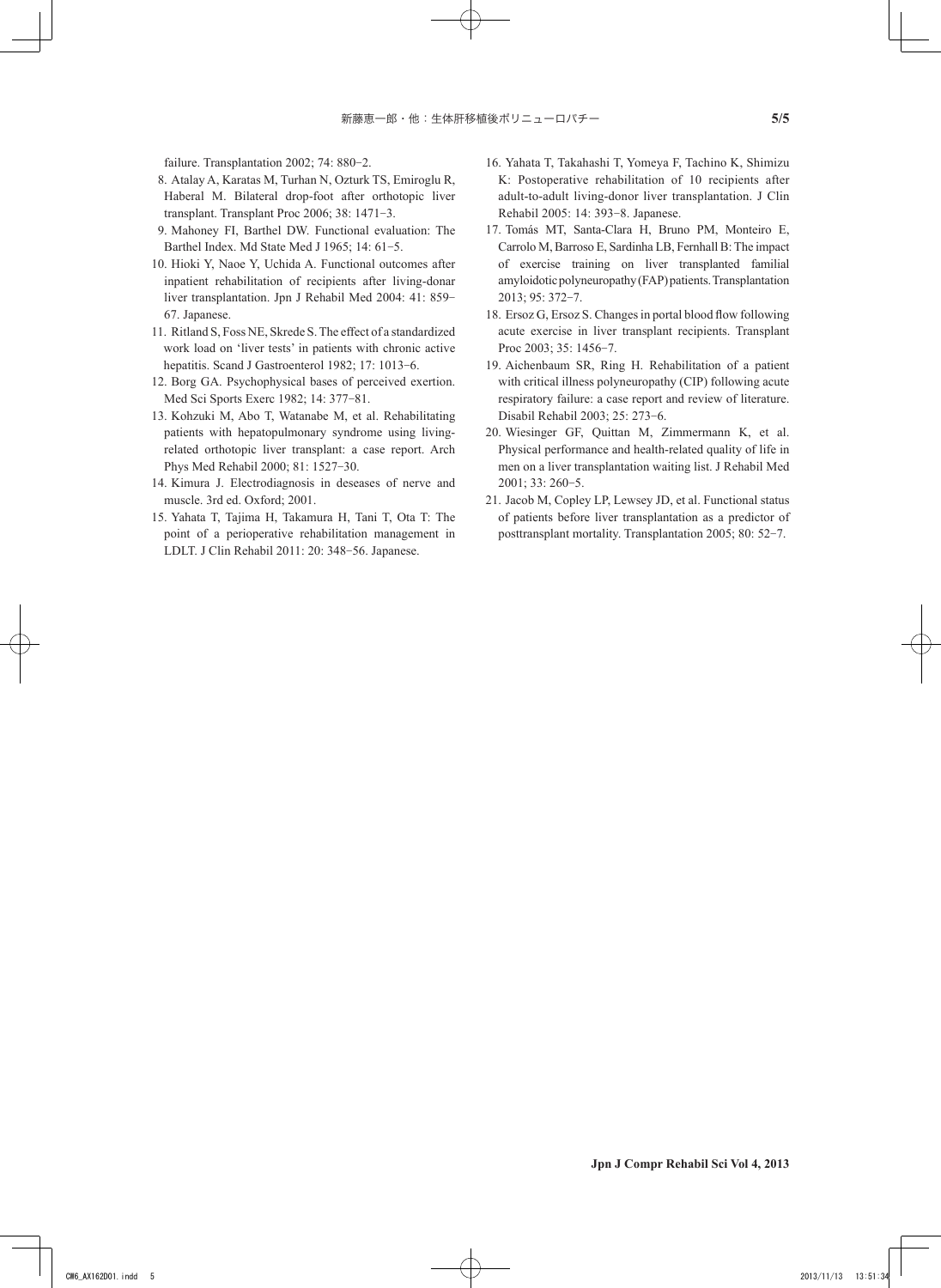failure. Transplantation 2002; 74: 880−2.

8. Atalay A, Karatas M, Turhan N, Ozturk TS, Emiroglu R, Haberal M. Bilateral drop-foot after orthotopic liver transplant. Transplant Proc 2006; 38: 1471−3.
9. Mahoney FI, Barthel DW. Functional evaluation: The Barthel Index. Md State Med J 1965; 14: 61−5.
10. Hioki Y, Naoe Y, Uchida A. Functional outcomes after inpatient rehabilitation of recipients after living-donar liver transplantation. Jpn J Rehabil Med 2004: 41: 859−67. Japanese.
11. Ritland S, Foss NE, Skrede S. The effect of a standardized work load on 'liver tests' in patients with chronic active hepatitis. Scand J Gastroenterol 1982; 17: 1013−6.
12. Borg GA. Psychophysical bases of perceived exertion. Med Sci Sports Exerc 1982; 14: 377−81.
13. Kohzuki M, Abo T, Watanabe M, et al. Rehabilitating patients with hepatopulmonary syndrome using living-related orthotopic liver transplant: a case report. Arch Phys Med Rehabil 2000; 81: 1527−30.
14. Kimura J. Electrodiagnosis in deseases of nerve and muscle. 3rd ed. Oxford; 2001.
15. Yahata T, Tajima H, Takamura H, Tani T, Ota T: The point of a perioperative rehabilitation management in LDLT. J Clin Rehabil 2011: 20: 348−56. Japanese.
16. Yahata T, Takahashi T, Yomeya F, Tachino K, Shimizu K: Postoperative rehabilitation of 10 recipients after adult-to-adult living-donor liver transplantation. J Clin Rehabil 2005: 14: 393−8. Japanese.
17. Tomás MT, Santa-Clara H, Bruno PM, Monteiro E, Carrolo M, Barroso E, Sardinha LB, Fernhall B: The impact of exercise training on liver transplanted familial amyloidotic polyneuropathy (FAP) patients. Transplantation 2013; 95: 372−7.
18. Ersoz G, Ersoz S. Changes in portal blood flow following acute exercise in liver transplant recipients. Transplant Proc 2003; 35: 1456−7.
19. Aichenbaum SR, Ring H. Rehabilitation of a patient with critical illness polyneuropathy (CIP) following acute respiratory failure: a case report and review of literature. Disabil Rehabil 2003; 25: 273−6.
20. Wiesinger GF, Quittan M, Zimmermann K, et al. Physical performance and health-related quality of life in men on a liver transplantation waiting list. J Rehabil Med 2001; 33: 260−5.
21. Jacob M, Copley LP, Lewsey JD, et al. Functional status of patients before liver transplantation as a predictor of posttransplant mortality. Transplantation 2005; 80: 52−7.